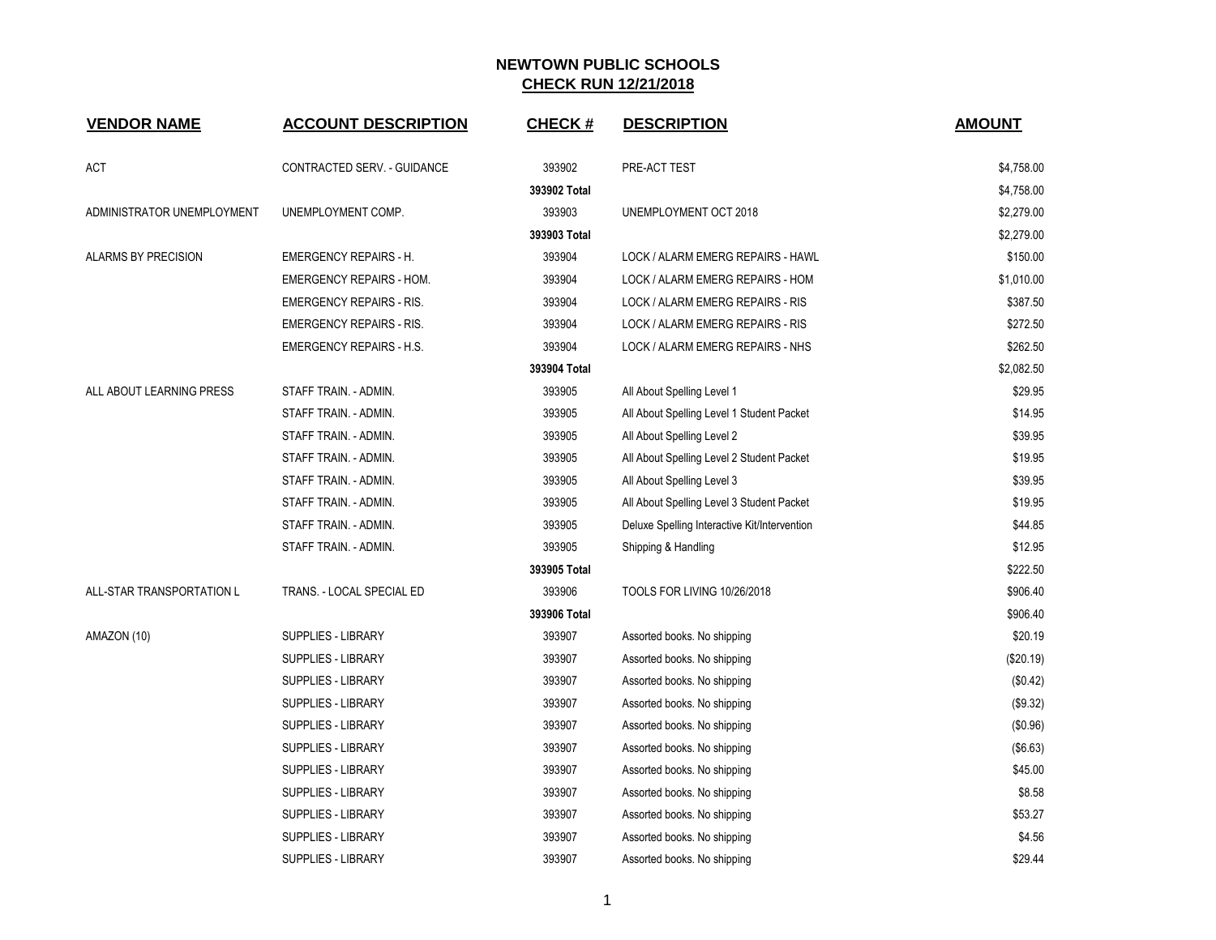# NEWTOWN PUBLIC SCHOOLS

## CHECK RUN 12/21/2018

| VENDOR NAME | ACCOUNT DESCRIPTION | CHECK # | DESCRIPTION | AMOUNT |
|---|---|---|---|---|
| ACT | CONTRACTED SERV. - GUIDANCE | 393902 | PRE-ACT TEST | $4,758.00 |
| | | **393902 Total** | | $4,758.00 |
| ADMINISTRATOR UNEMPLOYMENT | UNEMPLOYMENT COMP. | 393903 | UNEMPLOYMENT OCT 2018 | $2,279.00 |
| | | **393903 Total** | | $2,279.00 |
| ALARMS BY PRECISION | EMERGENCY REPAIRS - H. | 393904 | LOCK / ALARM EMERG REPAIRS - HAWL | $150.00 |
| | EMERGENCY REPAIRS - HOM. | 393904 | LOCK / ALARM EMERG REPAIRS - HOM | $1,010.00 |
| | EMERGENCY REPAIRS - RIS. | 393904 | LOCK / ALARM EMERG REPAIRS - RIS | $387.50 |
| | EMERGENCY REPAIRS - RIS. | 393904 | LOCK / ALARM EMERG REPAIRS - RIS | $272.50 |
| | EMERGENCY REPAIRS - H.S. | 393904 | LOCK / ALARM EMERG REPAIRS - NHS | $262.50 |
| | | **393904 Total** | | $2,082.50 |
| ALL ABOUT LEARNING PRESS | STAFF TRAIN. - ADMIN. | 393905 | All About Spelling Level 1 | $29.95 |
| | STAFF TRAIN. - ADMIN. | 393905 | All About Spelling Level 1 Student Packet | $14.95 |
| | STAFF TRAIN. - ADMIN. | 393905 | All About Spelling Level 2 | $39.95 |
| | STAFF TRAIN. - ADMIN. | 393905 | All About Spelling Level 2 Student Packet | $19.95 |
| | STAFF TRAIN. - ADMIN. | 393905 | All About Spelling Level 3 | $39.95 |
| | STAFF TRAIN. - ADMIN. | 393905 | All About Spelling Level 3 Student Packet | $19.95 |
| | STAFF TRAIN. - ADMIN. | 393905 | Deluxe Spelling Interactive Kit/Intervention | $44.85 |
| | STAFF TRAIN. - ADMIN. | 393905 | Shipping & Handling | $12.95 |
| | | **393905 Total** | | $222.50 |
| ALL-STAR TRANSPORTATION L | TRANS. - LOCAL SPECIAL ED | 393906 | TOOLS FOR LIVING 10/26/2018 | $906.40 |
| | | **393906 Total** | | $906.40 |
| AMAZON (10) | SUPPLIES - LIBRARY | 393907 | Assorted books. No shipping | $20.19 |
| | SUPPLIES - LIBRARY | 393907 | Assorted books. No shipping | ($20.19) |
| | SUPPLIES - LIBRARY | 393907 | Assorted books. No shipping | ($0.42) |
| | SUPPLIES - LIBRARY | 393907 | Assorted books. No shipping | ($9.32) |
| | SUPPLIES - LIBRARY | 393907 | Assorted books. No shipping | ($0.96) |
| | SUPPLIES - LIBRARY | 393907 | Assorted books. No shipping | ($6.63) |
| | SUPPLIES - LIBRARY | 393907 | Assorted books. No shipping | $45.00 |
| | SUPPLIES - LIBRARY | 393907 | Assorted books. No shipping | $8.58 |
| | SUPPLIES - LIBRARY | 393907 | Assorted books. No shipping | $53.27 |
| | SUPPLIES - LIBRARY | 393907 | Assorted books. No shipping | $4.56 |
| | SUPPLIES - LIBRARY | 393907 | Assorted books. No shipping | $29.44 |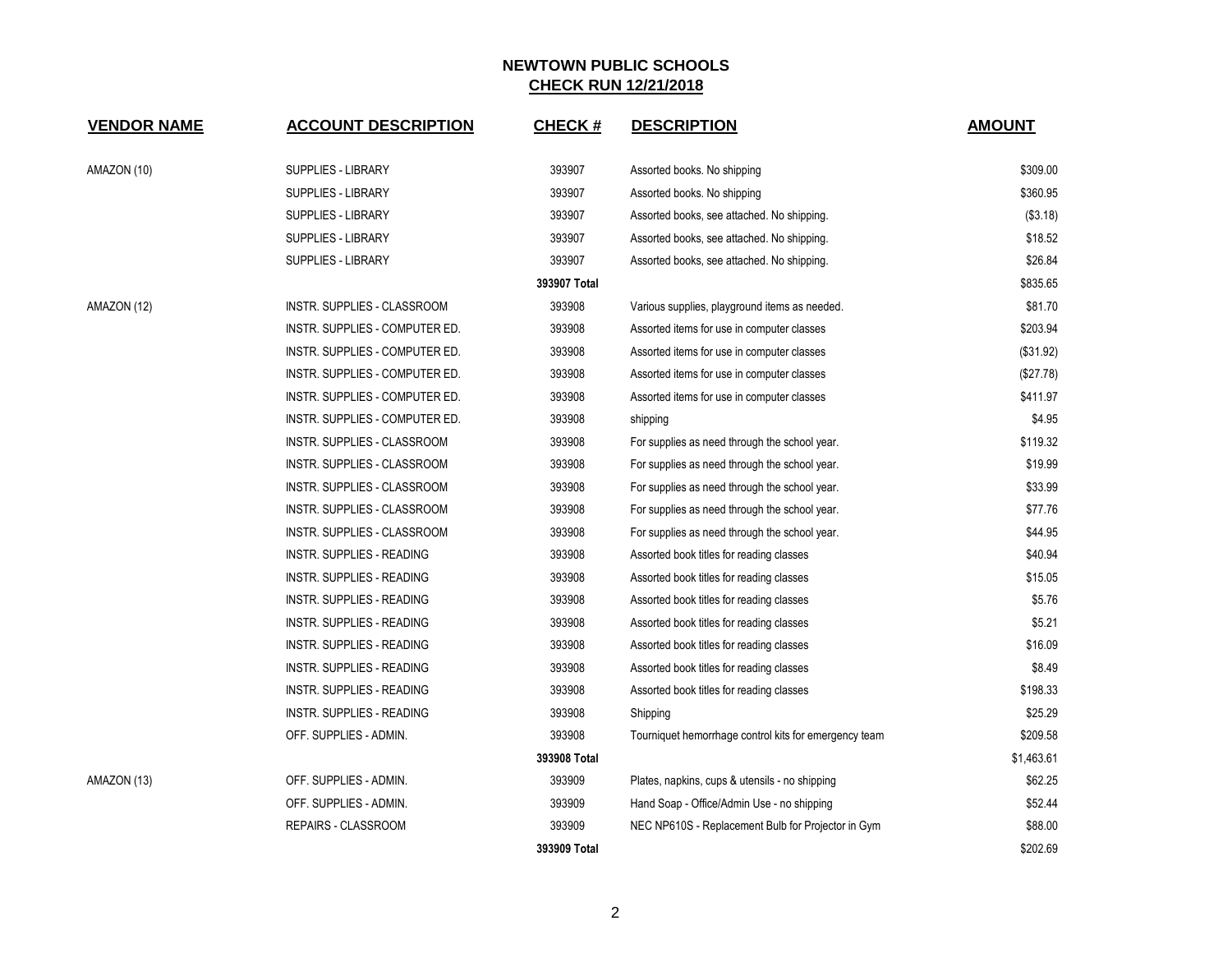# NEWTOWN PUBLIC SCHOOLS

## CHECK RUN 12/21/2018

| VENDOR NAME | ACCOUNT DESCRIPTION | CHECK # | DESCRIPTION | AMOUNT |
|---|---|---|---|---|
| AMAZON (10) | SUPPLIES - LIBRARY | 393907 | Assorted books. No shipping | $309.00 |
| | SUPPLIES - LIBRARY | 393907 | Assorted books. No shipping | $360.95 |
| | SUPPLIES - LIBRARY | 393907 | Assorted books, see attached. No shipping. | ($3.18) |
| | SUPPLIES - LIBRARY | 393907 | Assorted books, see attached. No shipping. | $18.52 |
| | SUPPLIES - LIBRARY | 393907 | Assorted books, see attached. No shipping. | $26.84 |
| | | **393907 Total** | | $835.65 |
| AMAZON (12) | INSTR. SUPPLIES - CLASSROOM | 393908 | Various supplies, playground items as needed. | $81.70 |
| | INSTR. SUPPLIES - COMPUTER ED. | 393908 | Assorted items for use in computer classes | $203.94 |
| | INSTR. SUPPLIES - COMPUTER ED. | 393908 | Assorted items for use in computer classes | ($31.92) |
| | INSTR. SUPPLIES - COMPUTER ED. | 393908 | Assorted items for use in computer classes | ($27.78) |
| | INSTR. SUPPLIES - COMPUTER ED. | 393908 | Assorted items for use in computer classes | $411.97 |
| | INSTR. SUPPLIES - COMPUTER ED. | 393908 | shipping | $4.95 |
| | INSTR. SUPPLIES - CLASSROOM | 393908 | For supplies as need through the school year. | $119.32 |
| | INSTR. SUPPLIES - CLASSROOM | 393908 | For supplies as need through the school year. | $19.99 |
| | INSTR. SUPPLIES - CLASSROOM | 393908 | For supplies as need through the school year. | $33.99 |
| | INSTR. SUPPLIES - CLASSROOM | 393908 | For supplies as need through the school year. | $77.76 |
| | INSTR. SUPPLIES - CLASSROOM | 393908 | For supplies as need through the school year. | $44.95 |
| | INSTR. SUPPLIES - READING | 393908 | Assorted book titles for reading classes | $40.94 |
| | INSTR. SUPPLIES - READING | 393908 | Assorted book titles for reading classes | $15.05 |
| | INSTR. SUPPLIES - READING | 393908 | Assorted book titles for reading classes | $5.76 |
| | INSTR. SUPPLIES - READING | 393908 | Assorted book titles for reading classes | $5.21 |
| | INSTR. SUPPLIES - READING | 393908 | Assorted book titles for reading classes | $16.09 |
| | INSTR. SUPPLIES - READING | 393908 | Assorted book titles for reading classes | $8.49 |
| | INSTR. SUPPLIES - READING | 393908 | Assorted book titles for reading classes | $198.33 |
| | INSTR. SUPPLIES - READING | 393908 | Shipping | $25.29 |
| | OFF. SUPPLIES - ADMIN. | 393908 | Tourniquet hemorrhage control kits for emergency team | $209.58 |
| | | **393908 Total** | | $1,463.61 |
| AMAZON (13) | OFF. SUPPLIES - ADMIN. | 393909 | Plates, napkins, cups & utensils - no shipping | $62.25 |
| | OFF. SUPPLIES - ADMIN. | 393909 | Hand Soap - Office/Admin Use - no shipping | $52.44 |
| | REPAIRS - CLASSROOM | 393909 | NEC NP610S - Replacement Bulb for Projector in Gym | $88.00 |
| | | **393909 Total** | | $202.69 |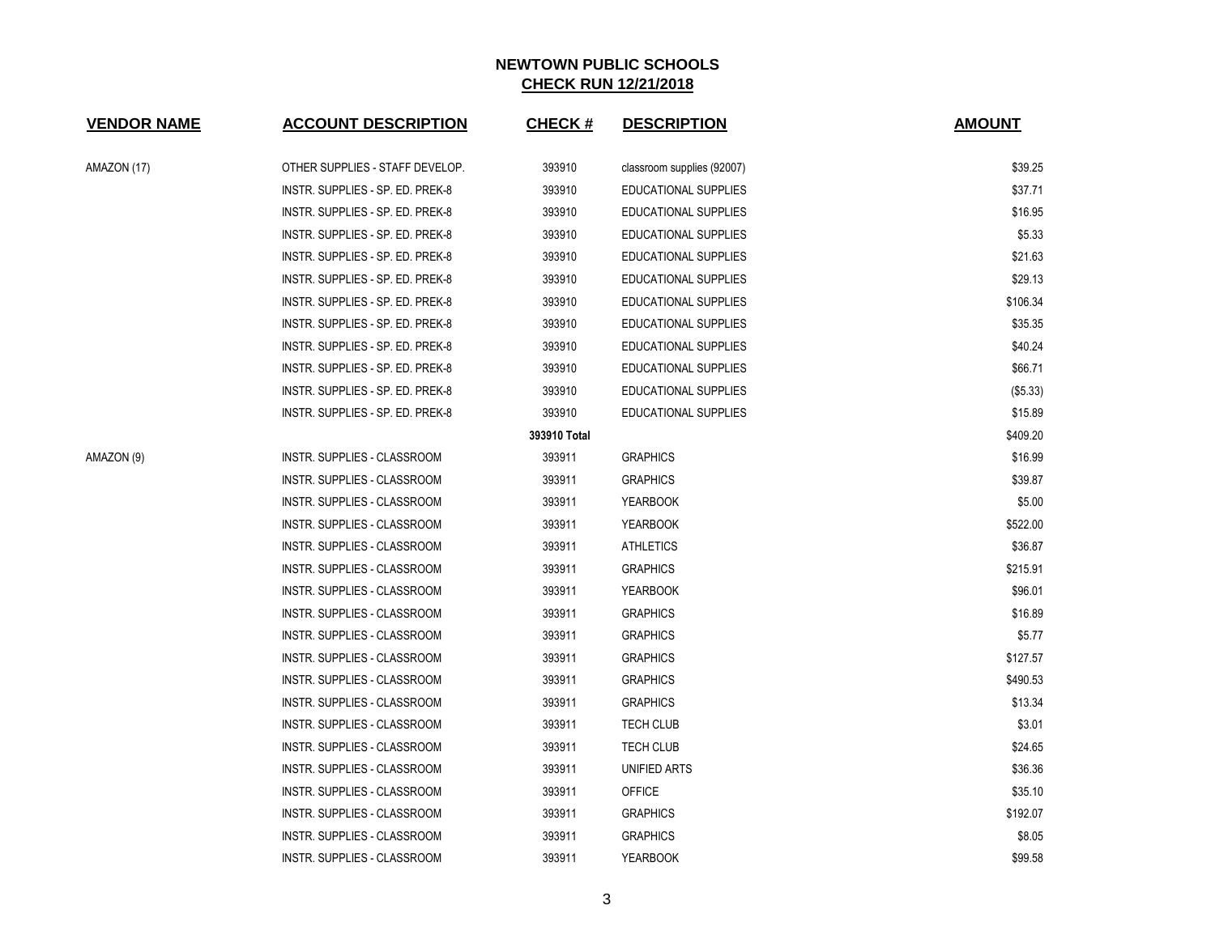# NEWTOWN PUBLIC SCHOOLS
## CHECK RUN 12/21/2018

| VENDOR NAME | ACCOUNT DESCRIPTION | CHECK # | DESCRIPTION | AMOUNT |
|---|---|---|---|---|
| AMAZON (17) | OTHER SUPPLIES - STAFF DEVELOP. | 393910 | classroom supplies (92007) | $39.25 |
| | INSTR. SUPPLIES - SP. ED. PREK-8 | 393910 | EDUCATIONAL SUPPLIES | $37.71 |
| | INSTR. SUPPLIES - SP. ED. PREK-8 | 393910 | EDUCATIONAL SUPPLIES | $16.95 |
| | INSTR. SUPPLIES - SP. ED. PREK-8 | 393910 | EDUCATIONAL SUPPLIES | $5.33 |
| | INSTR. SUPPLIES - SP. ED. PREK-8 | 393910 | EDUCATIONAL SUPPLIES | $21.63 |
| | INSTR. SUPPLIES - SP. ED. PREK-8 | 393910 | EDUCATIONAL SUPPLIES | $29.13 |
| | INSTR. SUPPLIES - SP. ED. PREK-8 | 393910 | EDUCATIONAL SUPPLIES | $106.34 |
| | INSTR. SUPPLIES - SP. ED. PREK-8 | 393910 | EDUCATIONAL SUPPLIES | $35.35 |
| | INSTR. SUPPLIES - SP. ED. PREK-8 | 393910 | EDUCATIONAL SUPPLIES | $40.24 |
| | INSTR. SUPPLIES - SP. ED. PREK-8 | 393910 | EDUCATIONAL SUPPLIES | $66.71 |
| | INSTR. SUPPLIES - SP. ED. PREK-8 | 393910 | EDUCATIONAL SUPPLIES | ($5.33) |
| | INSTR. SUPPLIES - SP. ED. PREK-8 | 393910 | EDUCATIONAL SUPPLIES | $15.89 |
| | | **393910 Total** | | $409.20 |
| AMAZON (9) | INSTR. SUPPLIES - CLASSROOM | 393911 | GRAPHICS | $16.99 |
| | INSTR. SUPPLIES - CLASSROOM | 393911 | GRAPHICS | $39.87 |
| | INSTR. SUPPLIES - CLASSROOM | 393911 | YEARBOOK | $5.00 |
| | INSTR. SUPPLIES - CLASSROOM | 393911 | YEARBOOK | $522.00 |
| | INSTR. SUPPLIES - CLASSROOM | 393911 | ATHLETICS | $36.87 |
| | INSTR. SUPPLIES - CLASSROOM | 393911 | GRAPHICS | $215.91 |
| | INSTR. SUPPLIES - CLASSROOM | 393911 | YEARBOOK | $96.01 |
| | INSTR. SUPPLIES - CLASSROOM | 393911 | GRAPHICS | $16.89 |
| | INSTR. SUPPLIES - CLASSROOM | 393911 | GRAPHICS | $5.77 |
| | INSTR. SUPPLIES - CLASSROOM | 393911 | GRAPHICS | $127.57 |
| | INSTR. SUPPLIES - CLASSROOM | 393911 | GRAPHICS | $490.53 |
| | INSTR. SUPPLIES - CLASSROOM | 393911 | GRAPHICS | $13.34 |
| | INSTR. SUPPLIES - CLASSROOM | 393911 | TECH CLUB | $3.01 |
| | INSTR. SUPPLIES - CLASSROOM | 393911 | TECH CLUB | $24.65 |
| | INSTR. SUPPLIES - CLASSROOM | 393911 | UNIFIED ARTS | $36.36 |
| | INSTR. SUPPLIES - CLASSROOM | 393911 | OFFICE | $35.10 |
| | INSTR. SUPPLIES - CLASSROOM | 393911 | GRAPHICS | $192.07 |
| | INSTR. SUPPLIES - CLASSROOM | 393911 | GRAPHICS | $8.05 |
| | INSTR. SUPPLIES - CLASSROOM | 393911 | YEARBOOK | $99.58 |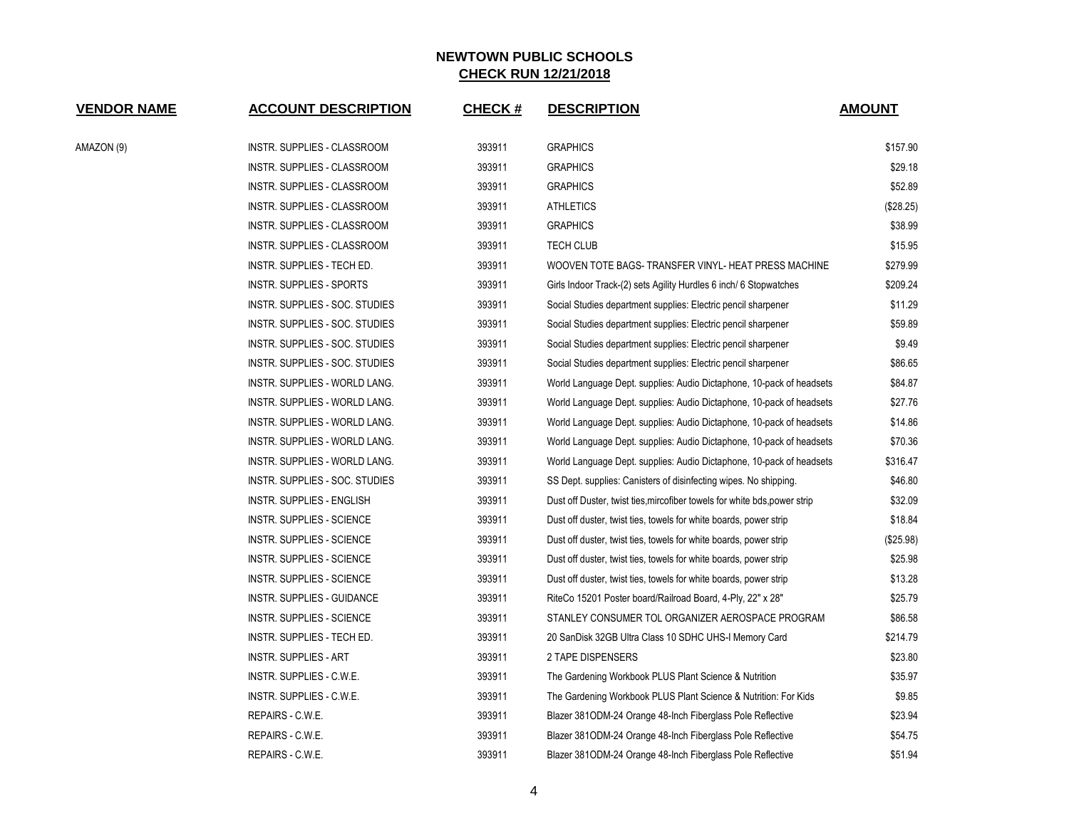# NEWTOWN PUBLIC SCHOOLS

## CHECK RUN 12/21/2018

| VENDOR NAME | ACCOUNT DESCRIPTION | CHECK # | DESCRIPTION | AMOUNT |
|---|---|---|---|---|
| AMAZON (9) | INSTR. SUPPLIES - CLASSROOM | 393911 | GRAPHICS | $157.90 |
| | INSTR. SUPPLIES - CLASSROOM | 393911 | GRAPHICS | $29.18 |
| | INSTR. SUPPLIES - CLASSROOM | 393911 | GRAPHICS | $52.89 |
| | INSTR. SUPPLIES - CLASSROOM | 393911 | ATHLETICS | ($28.25) |
| | INSTR. SUPPLIES - CLASSROOM | 393911 | GRAPHICS | $38.99 |
| | INSTR. SUPPLIES - CLASSROOM | 393911 | TECH CLUB | $15.95 |
| | INSTR. SUPPLIES - TECH ED. | 393911 | WOOVEN TOTE BAGS- TRANSFER VINYL- HEAT PRESS MACHINE | $279.99 |
| | INSTR. SUPPLIES - SPORTS | 393911 | Girls Indoor Track-(2) sets Agility Hurdles 6 inch/ 6 Stopwatches | $209.24 |
| | INSTR. SUPPLIES - SOC. STUDIES | 393911 | Social Studies department supplies: Electric pencil sharpener | $11.29 |
| | INSTR. SUPPLIES - SOC. STUDIES | 393911 | Social Studies department supplies: Electric pencil sharpener | $59.89 |
| | INSTR. SUPPLIES - SOC. STUDIES | 393911 | Social Studies department supplies: Electric pencil sharpener | $9.49 |
| | INSTR. SUPPLIES - SOC. STUDIES | 393911 | Social Studies department supplies: Electric pencil sharpener | $86.65 |
| | INSTR. SUPPLIES - WORLD LANG. | 393911 | World Language Dept. supplies: Audio Dictaphone, 10-pack of headsets | $84.87 |
| | INSTR. SUPPLIES - WORLD LANG. | 393911 | World Language Dept. supplies: Audio Dictaphone, 10-pack of headsets | $27.76 |
| | INSTR. SUPPLIES - WORLD LANG. | 393911 | World Language Dept. supplies: Audio Dictaphone, 10-pack of headsets | $14.86 |
| | INSTR. SUPPLIES - WORLD LANG. | 393911 | World Language Dept. supplies: Audio Dictaphone, 10-pack of headsets | $70.36 |
| | INSTR. SUPPLIES - WORLD LANG. | 393911 | World Language Dept. supplies: Audio Dictaphone, 10-pack of headsets | $316.47 |
| | INSTR. SUPPLIES - SOC. STUDIES | 393911 | SS Dept. supplies: Canisters of disinfecting wipes. No shipping. | $46.80 |
| | INSTR. SUPPLIES - ENGLISH | 393911 | Dust off Duster, twist ties,mircofiber towels for white bds,power strip | $32.09 |
| | INSTR. SUPPLIES - SCIENCE | 393911 | Dust off duster, twist ties, towels for white boards, power strip | $18.84 |
| | INSTR. SUPPLIES - SCIENCE | 393911 | Dust off duster, twist ties, towels for white boards, power strip | ($25.98) |
| | INSTR. SUPPLIES - SCIENCE | 393911 | Dust off duster, twist ties, towels for white boards, power strip | $25.98 |
| | INSTR. SUPPLIES - SCIENCE | 393911 | Dust off duster, twist ties, towels for white boards, power strip | $13.28 |
| | INSTR. SUPPLIES - GUIDANCE | 393911 | RiteCo 15201 Poster board/Railroad Board, 4-Ply, 22" x 28" | $25.79 |
| | INSTR. SUPPLIES - SCIENCE | 393911 | STANLEY CONSUMER TOL ORGANIZER AEROSPACE PROGRAM | $86.58 |
| | INSTR. SUPPLIES - TECH ED. | 393911 | 20 SanDisk 32GB Ultra Class 10 SDHC UHS-I Memory Card | $214.79 |
| | INSTR. SUPPLIES - ART | 393911 | 2 TAPE DISPENSERS | $23.80 |
| | INSTR. SUPPLIES - C.W.E. | 393911 | The Gardening Workbook PLUS Plant Science & Nutrition | $35.97 |
| | INSTR. SUPPLIES - C.W.E. | 393911 | The Gardening Workbook PLUS Plant Science & Nutrition: For Kids | $9.85 |
| | REPAIRS - C.W.E. | 393911 | Blazer 381ODM-24 Orange 48-Inch Fiberglass Pole Reflective | $23.94 |
| | REPAIRS - C.W.E. | 393911 | Blazer 381ODM-24 Orange 48-Inch Fiberglass Pole Reflective | $54.75 |
| | REPAIRS - C.W.E. | 393911 | Blazer 381ODM-24 Orange 48-Inch Fiberglass Pole Reflective | $51.94 |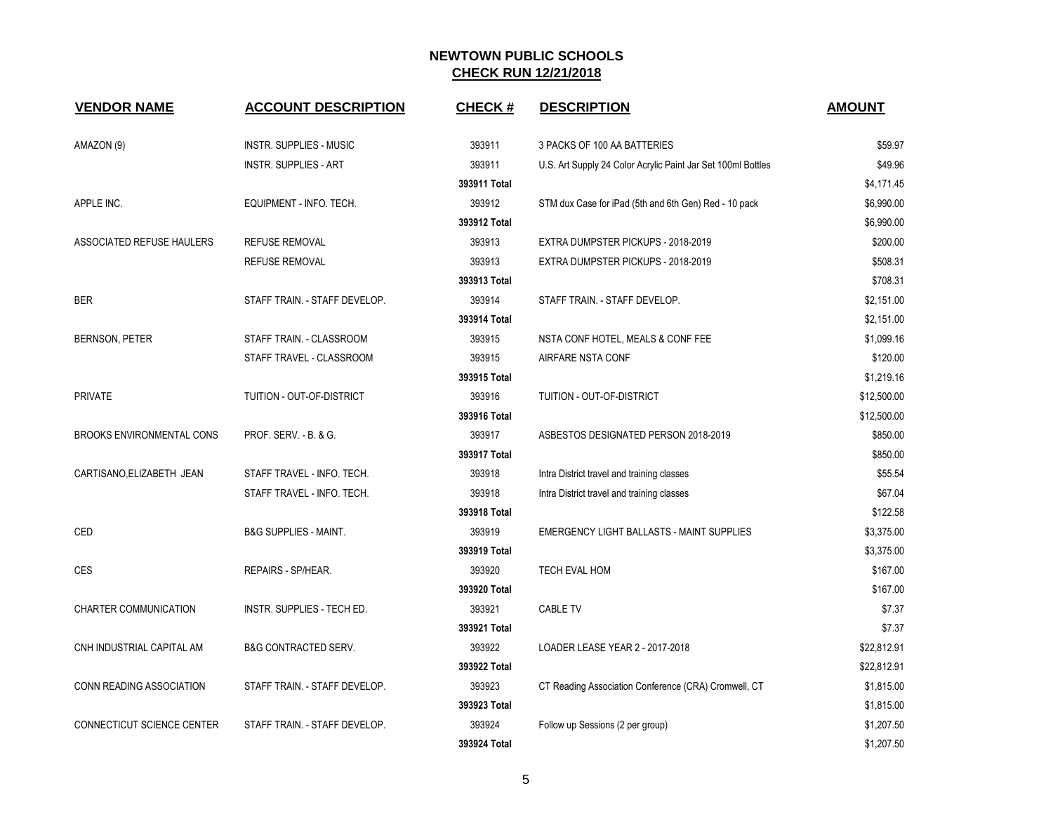# NEWTOWN PUBLIC SCHOOLS
## CHECK RUN 12/21/2018

| VENDOR NAME | ACCOUNT DESCRIPTION | CHECK # | DESCRIPTION | AMOUNT |
|---|---|---|---|---|
| AMAZON (9) | INSTR. SUPPLIES - MUSIC | 393911 | 3 PACKS OF 100 AA BATTERIES | $59.97 |
| | INSTR. SUPPLIES - ART | 393911 | U.S. Art Supply 24 Color Acrylic Paint Jar Set 100ml Bottles | $49.96 |
| | | **393911 Total** | | $4,171.45 |
| APPLE INC. | EQUIPMENT - INFO. TECH. | 393912 | STM dux Case for iPad (5th and 6th Gen) Red - 10 pack | $6,990.00 |
| | | **393912 Total** | | $6,990.00 |
| ASSOCIATED REFUSE HAULERS | REFUSE REMOVAL | 393913 | EXTRA DUMPSTER PICKUPS - 2018-2019 | $200.00 |
| | REFUSE REMOVAL | 393913 | EXTRA DUMPSTER PICKUPS - 2018-2019 | $508.31 |
| | | **393913 Total** | | $708.31 |
| BER | STAFF TRAIN. - STAFF DEVELOP. | 393914 | STAFF TRAIN. - STAFF DEVELOP. | $2,151.00 |
| | | **393914 Total** | | $2,151.00 |
| BERNSON, PETER | STAFF TRAIN. - CLASSROOM | 393915 | NSTA CONF HOTEL, MEALS & CONF FEE | $1,099.16 |
| | STAFF TRAVEL - CLASSROOM | 393915 | AIRFARE NSTA CONF | $120.00 |
| | | **393915 Total** | | $1,219.16 |
| PRIVATE | TUITION - OUT-OF-DISTRICT | 393916 | TUITION - OUT-OF-DISTRICT | $12,500.00 |
| | | **393916 Total** | | $12,500.00 |
| BROOKS ENVIRONMENTAL CONS | PROF. SERV. - B. & G. | 393917 | ASBESTOS DESIGNATED PERSON 2018-2019 | $850.00 |
| | | **393917 Total** | | $850.00 |
| CARTISANO,ELIZABETH JEAN | STAFF TRAVEL - INFO. TECH. | 393918 | Intra District travel and training classes | $55.54 |
| | STAFF TRAVEL - INFO. TECH. | 393918 | Intra District travel and training classes | $67.04 |
| | | **393918 Total** | | $122.58 |
| CED | B&G SUPPLIES - MAINT. | 393919 | EMERGENCY LIGHT BALLASTS - MAINT SUPPLIES | $3,375.00 |
| | | **393919 Total** | | $3,375.00 |
| CES | REPAIRS - SP/HEAR. | 393920 | TECH EVAL HOM | $167.00 |
| | | **393920 Total** | | $167.00 |
| CHARTER COMMUNICATION | INSTR. SUPPLIES - TECH ED. | 393921 | CABLE TV | $7.37 |
| | | **393921 Total** | | $7.37 |
| CNH INDUSTRIAL CAPITAL AM | B&G CONTRACTED SERV. | 393922 | LOADER LEASE YEAR 2 - 2017-2018 | $22,812.91 |
| | | **393922 Total** | | $22,812.91 |
| CONN READING ASSOCIATION | STAFF TRAIN. - STAFF DEVELOP. | 393923 | CT Reading Association Conference (CRA) Cromwell, CT | $1,815.00 |
| | | **393923 Total** | | $1,815.00 |
| CONNECTICUT SCIENCE CENTER | STAFF TRAIN. - STAFF DEVELOP. | 393924 | Follow up Sessions (2 per group) | $1,207.50 |
| | | **393924 Total** | | $1,207.50 |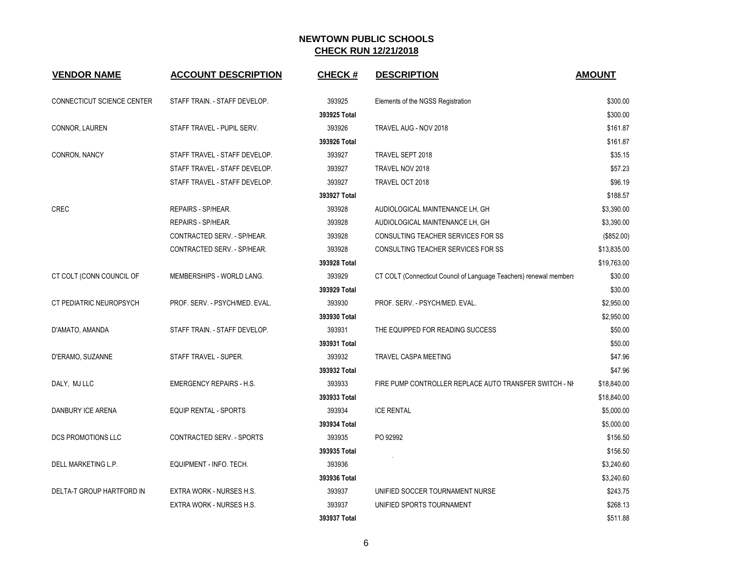# NEWTOWN PUBLIC SCHOOLS

## CHECK RUN 12/21/2018

| VENDOR NAME | ACCOUNT DESCRIPTION | CHECK # | DESCRIPTION | AMOUNT |
|---|---|---|---|---|
| CONNECTICUT SCIENCE CENTER | STAFF TRAIN. - STAFF DEVELOP. | 393925 | Elements of the NGSS Registration | $300.00 |
| | | 393925 Total | | $300.00 |
| CONNOR, LAUREN | STAFF TRAVEL - PUPIL SERV. | 393926 | TRAVEL AUG - NOV 2018 | $161.87 |
| | | 393926 Total | | $161.87 |
| CONRON, NANCY | STAFF TRAVEL - STAFF DEVELOP. | 393927 | TRAVEL SEPT 2018 | $35.15 |
| | STAFF TRAVEL - STAFF DEVELOP. | 393927 | TRAVEL NOV 2018 | $57.23 |
| | STAFF TRAVEL - STAFF DEVELOP. | 393927 | TRAVEL OCT 2018 | $96.19 |
| | | 393927 Total | | $188.57 |
| CREC | REPAIRS - SP/HEAR. | 393928 | AUDIOLOGICAL MAINTENANCE LH, GH | $3,390.00 |
| | REPAIRS - SP/HEAR. | 393928 | AUDIOLOGICAL MAINTENANCE LH, GH | $3,390.00 |
| | CONTRACTED SERV. - SP/HEAR. | 393928 | CONSULTING TEACHER SERVICES FOR SS | ($852.00) |
| | CONTRACTED SERV. - SP/HEAR. | 393928 | CONSULTING TEACHER SERVICES FOR SS | $13,835.00 |
| | | 393928 Total | | $19,763.00 |
| CT COLT (CONN COUNCIL OF | MEMBERSHIPS - WORLD LANG. | 393929 | CT COLT (Connecticut Council of Language Teachers) renewal members | $30.00 |
| | | 393929 Total | | $30.00 |
| CT PEDIATRIC NEUROPSYCH | PROF. SERV. - PSYCH/MED. EVAL. | 393930 | PROF. SERV. - PSYCH/MED. EVAL. | $2,950.00 |
| | | 393930 Total | | $2,950.00 |
| D'AMATO, AMANDA | STAFF TRAIN. - STAFF DEVELOP. | 393931 | THE EQUIPPED FOR READING SUCCESS | $50.00 |
| | | 393931 Total | | $50.00 |
| D'ERAMO, SUZANNE | STAFF TRAVEL - SUPER. | 393932 | TRAVEL CASPA MEETING | $47.96 |
| | | 393932 Total | | $47.96 |
| DALY, MJ LLC | EMERGENCY REPAIRS - H.S. | 393933 | FIRE PUMP CONTROLLER REPLACE AUTO TRANSFER SWITCH - NH | $18,840.00 |
| | | 393933 Total | | $18,840.00 |
| DANBURY ICE ARENA | EQUIP RENTAL - SPORTS | 393934 | ICE RENTAL | $5,000.00 |
| | | 393934 Total | | $5,000.00 |
| DCS PROMOTIONS LLC | CONTRACTED SERV. - SPORTS | 393935 | PO 92992 | $156.50 |
| | | 393935 Total | | $156.50 |
| DELL MARKETING L.P. | EQUIPMENT - INFO. TECH. | 393936 | | $3,240.60 |
| | | 393936 Total | | $3,240.60 |
| DELTA-T GROUP HARTFORD IN | EXTRA WORK - NURSES H.S. | 393937 | UNIFIED SOCCER TOURNAMENT NURSE | $243.75 |
| | EXTRA WORK - NURSES H.S. | 393937 | UNIFIED SPORTS TOURNAMENT | $268.13 |
| | | 393937 Total | | $511.88 |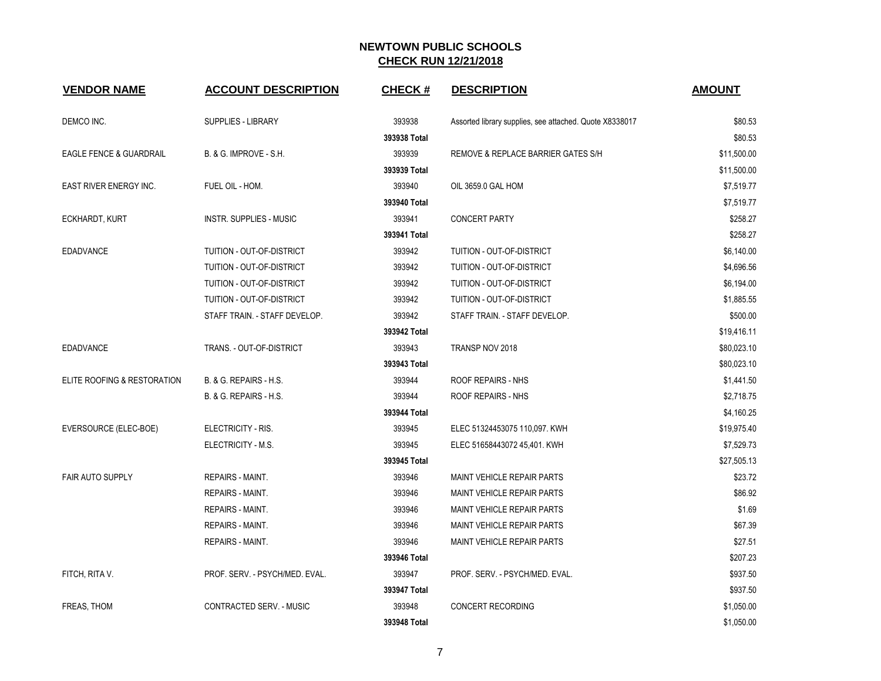# NEWTOWN PUBLIC SCHOOLS
## CHECK RUN 12/21/2018

| VENDOR NAME | ACCOUNT DESCRIPTION | CHECK # | DESCRIPTION | AMOUNT |
|---|---|---|---|---|
| DEMCO INC. | SUPPLIES - LIBRARY | 393938 | Assorted library supplies, see attached. Quote X8338017 | $80.53 |
| | | 393938 Total | | $80.53 |
| EAGLE FENCE & GUARDRAIL | B. & G. IMPROVE - S.H. | 393939 | REMOVE & REPLACE BARRIER GATES S/H | $11,500.00 |
| | | 393939 Total | | $11,500.00 |
| EAST RIVER ENERGY INC. | FUEL OIL - HOM. | 393940 | OIL 3659.0 GAL HOM | $7,519.77 |
| | | 393940 Total | | $7,519.77 |
| ECKHARDT, KURT | INSTR. SUPPLIES - MUSIC | 393941 | CONCERT PARTY | $258.27 |
| | | 393941 Total | | $258.27 |
| EDADVANCE | TUITION - OUT-OF-DISTRICT | 393942 | TUITION - OUT-OF-DISTRICT | $6,140.00 |
| | TUITION - OUT-OF-DISTRICT | 393942 | TUITION - OUT-OF-DISTRICT | $4,696.56 |
| | TUITION - OUT-OF-DISTRICT | 393942 | TUITION - OUT-OF-DISTRICT | $6,194.00 |
| | TUITION - OUT-OF-DISTRICT | 393942 | TUITION - OUT-OF-DISTRICT | $1,885.55 |
| | STAFF TRAIN. - STAFF DEVELOP. | 393942 | STAFF TRAIN. - STAFF DEVELOP. | $500.00 |
| | | 393942 Total | | $19,416.11 |
| EDADVANCE | TRANS. - OUT-OF-DISTRICT | 393943 | TRANSP NOV 2018 | $80,023.10 |
| | | 393943 Total | | $80,023.10 |
| ELITE ROOFING & RESTORATION | B. & G. REPAIRS - H.S. | 393944 | ROOF REPAIRS - NHS | $1,441.50 |
| | B. & G. REPAIRS - H.S. | 393944 | ROOF REPAIRS - NHS | $2,718.75 |
| | | 393944 Total | | $4,160.25 |
| EVERSOURCE (ELEC-BOE) | ELECTRICITY - RIS. | 393945 | ELEC 51324453075 110,097. KWH | $19,975.40 |
| | ELECTRICITY - M.S. | 393945 | ELEC 51658443072 45,401. KWH | $7,529.73 |
| | | 393945 Total | | $27,505.13 |
| FAIR AUTO SUPPLY | REPAIRS - MAINT. | 393946 | MAINT VEHICLE REPAIR PARTS | $23.72 |
| | REPAIRS - MAINT. | 393946 | MAINT VEHICLE REPAIR PARTS | $86.92 |
| | REPAIRS - MAINT. | 393946 | MAINT VEHICLE REPAIR PARTS | $1.69 |
| | REPAIRS - MAINT. | 393946 | MAINT VEHICLE REPAIR PARTS | $67.39 |
| | REPAIRS - MAINT. | 393946 | MAINT VEHICLE REPAIR PARTS | $27.51 |
| | | 393946 Total | | $207.23 |
| FITCH, RITA V. | PROF. SERV. - PSYCH/MED. EVAL. | 393947 | PROF. SERV. - PSYCH/MED. EVAL. | $937.50 |
| | | 393947 Total | | $937.50 |
| FREAS, THOM | CONTRACTED SERV. - MUSIC | 393948 | CONCERT RECORDING | $1,050.00 |
| | | 393948 Total | | $1,050.00 |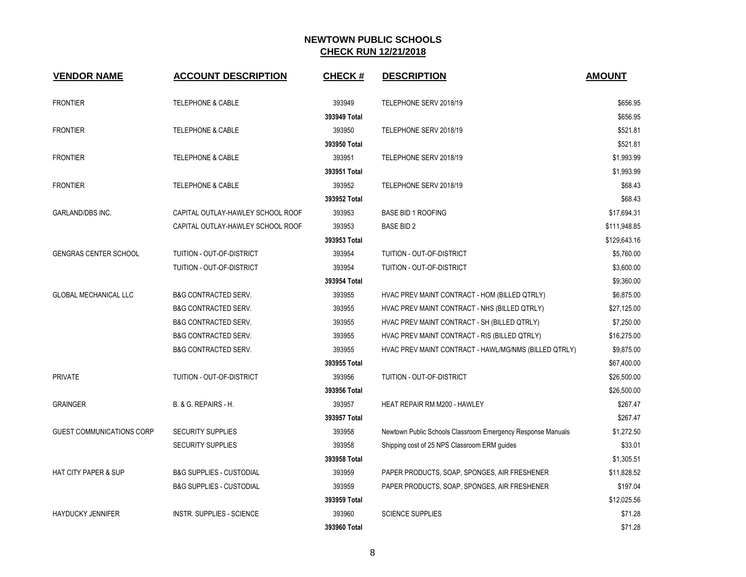# NEWTOWN PUBLIC SCHOOLS
## CHECK RUN 12/21/2018

| VENDOR NAME | ACCOUNT DESCRIPTION | CHECK # | DESCRIPTION | AMOUNT |
|---|---|---|---|---|
| FRONTIER | TELEPHONE & CABLE | 393949 | TELEPHONE SERV 2018/19 | $656.95 |
| | | **393949 Total** | | $656.95 |
| FRONTIER | TELEPHONE & CABLE | 393950 | TELEPHONE SERV 2018/19 | $521.81 |
| | | **393950 Total** | | $521.81 |
| FRONTIER | TELEPHONE & CABLE | 393951 | TELEPHONE SERV 2018/19 | $1,993.99 |
| | | **393951 Total** | | $1,993.99 |
| FRONTIER | TELEPHONE & CABLE | 393952 | TELEPHONE SERV 2018/19 | $68.43 |
| | | **393952 Total** | | $68.43 |
| GARLAND/DBS INC. | CAPITAL OUTLAY-HAWLEY SCHOOL ROOF | 393953 | BASE BID 1 ROOFING | $17,694.31 |
| | CAPITAL OUTLAY-HAWLEY SCHOOL ROOF | 393953 | BASE BID 2 | $111,948.85 |
| | | **393953 Total** | | $129,643.16 |
| GENGRAS CENTER SCHOOL | TUITION - OUT-OF-DISTRICT | 393954 | TUITION - OUT-OF-DISTRICT | $5,760.00 |
| | TUITION - OUT-OF-DISTRICT | 393954 | TUITION - OUT-OF-DISTRICT | $3,600.00 |
| | | **393954 Total** | | $9,360.00 |
| GLOBAL MECHANICAL LLC | B&G CONTRACTED SERV. | 393955 | HVAC PREV MAINT CONTRACT - HOM (BILLED QTRLY) | $6,875.00 |
| | B&G CONTRACTED SERV. | 393955 | HVAC PREV MAINT CONTRACT - NHS (BILLED QTRLY) | $27,125.00 |
| | B&G CONTRACTED SERV. | 393955 | HVAC PREV MAINT CONTRACT - SH (BILLED QTRLY) | $7,250.00 |
| | B&G CONTRACTED SERV. | 393955 | HVAC PREV MAINT CONTRACT - RIS (BILLED QTRLY) | $16,275.00 |
| | B&G CONTRACTED SERV. | 393955 | HVAC PREV MAINT CONTRACT - HAWL/MG/NMS (BILLED QTRLY) | $9,875.00 |
| | | **393955 Total** | | $67,400.00 |
| PRIVATE | TUITION - OUT-OF-DISTRICT | 393956 | TUITION - OUT-OF-DISTRICT | $26,500.00 |
| | | **393956 Total** | | $26,500.00 |
| GRAINGER | B. & G. REPAIRS - H. | 393957 | HEAT REPAIR RM M200 - HAWLEY | $267.47 |
| | | **393957 Total** | | $267.47 |
| GUEST COMMUNICATIONS CORP | SECURITY SUPPLIES | 393958 | Newtown Public Schools Classroom Emergency Response Manuals | $1,272.50 |
| | SECURITY SUPPLIES | 393958 | Shipping cost of 25 NPS Classroom ERM guides | $33.01 |
| | | **393958 Total** | | $1,305.51 |
| HAT CITY PAPER & SUP | B&G SUPPLIES - CUSTODIAL | 393959 | PAPER PRODUCTS, SOAP, SPONGES, AIR FRESHENER | $11,828.52 |
| | B&G SUPPLIES - CUSTODIAL | 393959 | PAPER PRODUCTS, SOAP, SPONGES, AIR FRESHENER | $197.04 |
| | | **393959 Total** | | $12,025.56 |
| HAYDUCKY JENNIFER | INSTR. SUPPLIES - SCIENCE | 393960 | SCIENCE SUPPLIES | $71.28 |
| | | **393960 Total** | | $71.28 |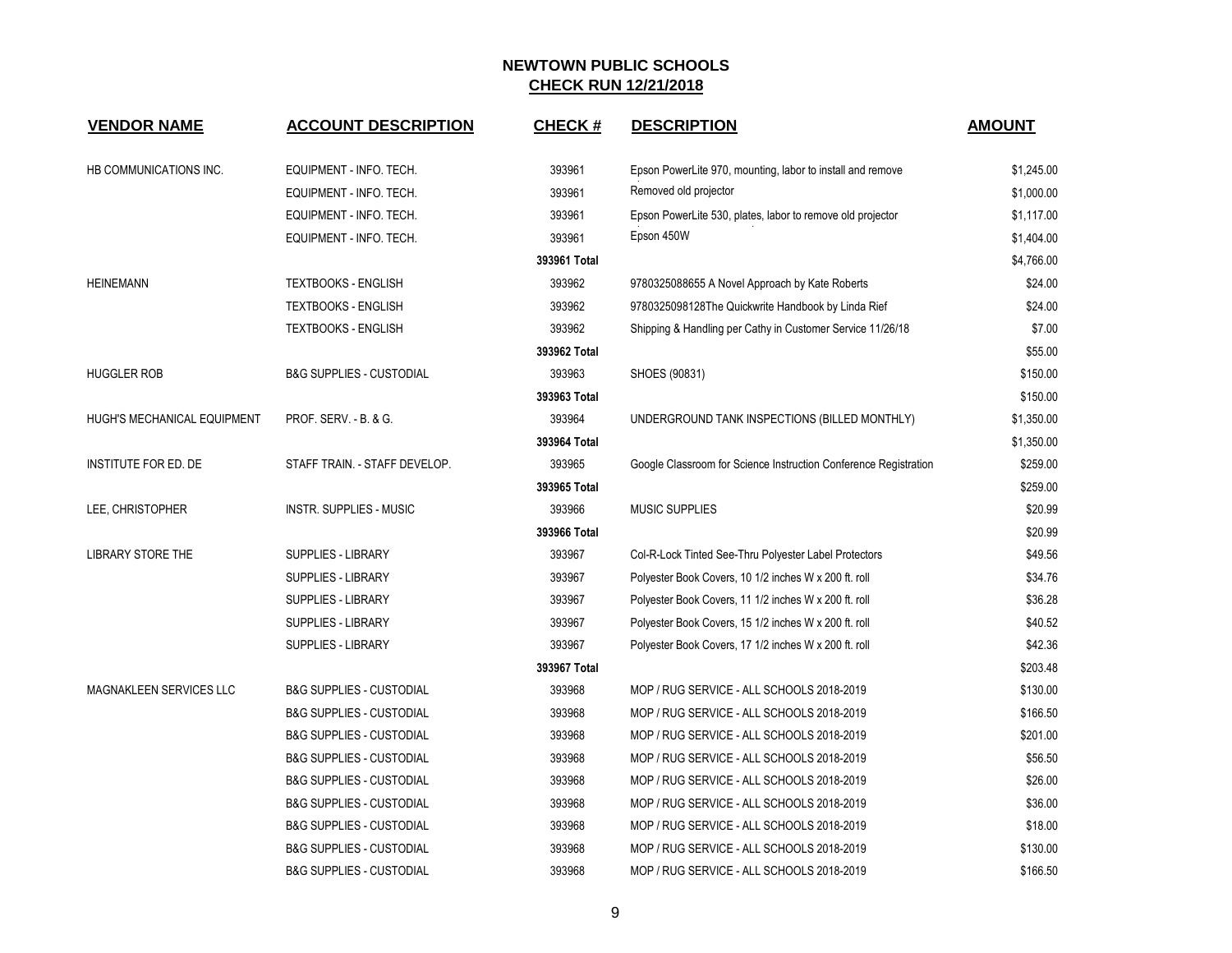## NEWTOWN PUBLIC SCHOOLS
## CHECK RUN 12/21/2018

| VENDOR NAME | ACCOUNT DESCRIPTION | CHECK # | DESCRIPTION | AMOUNT |
|---|---|---|---|---|
| HB COMMUNICATIONS INC. | EQUIPMENT - INFO. TECH. | 393961 | Epson PowerLite 970, mounting, labor to install and remove | $1,245.00 |
| | EQUIPMENT - INFO. TECH. | 393961 | Removed old projector | $1,000.00 |
| | EQUIPMENT - INFO. TECH. | 393961 | Epson PowerLite 530, plates, labor to remove old projector | $1,117.00 |
| | EQUIPMENT - INFO. TECH. | 393961 | Epson 450W | $1,404.00 |
| | | 393961 Total | | $4,766.00 |
| HEINEMANN | TEXTBOOKS - ENGLISH | 393962 | 9780325088655 A Novel Approach by Kate Roberts | $24.00 |
| | TEXTBOOKS - ENGLISH | 393962 | 9780325098128The Quickwrite Handbook by Linda Rief | $24.00 |
| | TEXTBOOKS - ENGLISH | 393962 | Shipping & Handling per Cathy in Customer Service 11/26/18 | $7.00 |
| | | 393962 Total | | $55.00 |
| HUGGLER ROB | B&G SUPPLIES - CUSTODIAL | 393963 | SHOES (90831) | $150.00 |
| | | 393963 Total | | $150.00 |
| HUGH'S MECHANICAL EQUIPMENT | PROF. SERV. - B. & G. | 393964 | UNDERGROUND TANK INSPECTIONS (BILLED MONTHLY) | $1,350.00 |
| | | 393964 Total | | $1,350.00 |
| INSTITUTE FOR ED. DE | STAFF TRAIN. - STAFF DEVELOP. | 393965 | Google Classroom for Science Instruction Conference Registration | $259.00 |
| | | 393965 Total | | $259.00 |
| LEE, CHRISTOPHER | INSTR. SUPPLIES - MUSIC | 393966 | MUSIC SUPPLIES | $20.99 |
| | | 393966 Total | | $20.99 |
| LIBRARY STORE THE | SUPPLIES - LIBRARY | 393967 | Col-R-Lock Tinted See-Thru Polyester Label Protectors | $49.56 |
| | SUPPLIES - LIBRARY | 393967 | Polyester Book Covers, 10 1/2 inches W x 200 ft. roll | $34.76 |
| | SUPPLIES - LIBRARY | 393967 | Polyester Book Covers, 11 1/2 inches W x 200 ft. roll | $36.28 |
| | SUPPLIES - LIBRARY | 393967 | Polyester Book Covers, 15 1/2 inches W x 200 ft. roll | $40.52 |
| | SUPPLIES - LIBRARY | 393967 | Polyester Book Covers, 17 1/2 inches W x 200 ft. roll | $42.36 |
| | | 393967 Total | | $203.48 |
| MAGNAKLEEN SERVICES LLC | B&G SUPPLIES - CUSTODIAL | 393968 | MOP / RUG SERVICE - ALL SCHOOLS 2018-2019 | $130.00 |
| | B&G SUPPLIES - CUSTODIAL | 393968 | MOP / RUG SERVICE - ALL SCHOOLS 2018-2019 | $166.50 |
| | B&G SUPPLIES - CUSTODIAL | 393968 | MOP / RUG SERVICE - ALL SCHOOLS 2018-2019 | $201.00 |
| | B&G SUPPLIES - CUSTODIAL | 393968 | MOP / RUG SERVICE - ALL SCHOOLS 2018-2019 | $56.50 |
| | B&G SUPPLIES - CUSTODIAL | 393968 | MOP / RUG SERVICE - ALL SCHOOLS 2018-2019 | $26.00 |
| | B&G SUPPLIES - CUSTODIAL | 393968 | MOP / RUG SERVICE - ALL SCHOOLS 2018-2019 | $36.00 |
| | B&G SUPPLIES - CUSTODIAL | 393968 | MOP / RUG SERVICE - ALL SCHOOLS 2018-2019 | $18.00 |
| | B&G SUPPLIES - CUSTODIAL | 393968 | MOP / RUG SERVICE - ALL SCHOOLS 2018-2019 | $130.00 |
| | B&G SUPPLIES - CUSTODIAL | 393968 | MOP / RUG SERVICE - ALL SCHOOLS 2018-2019 | $166.50 |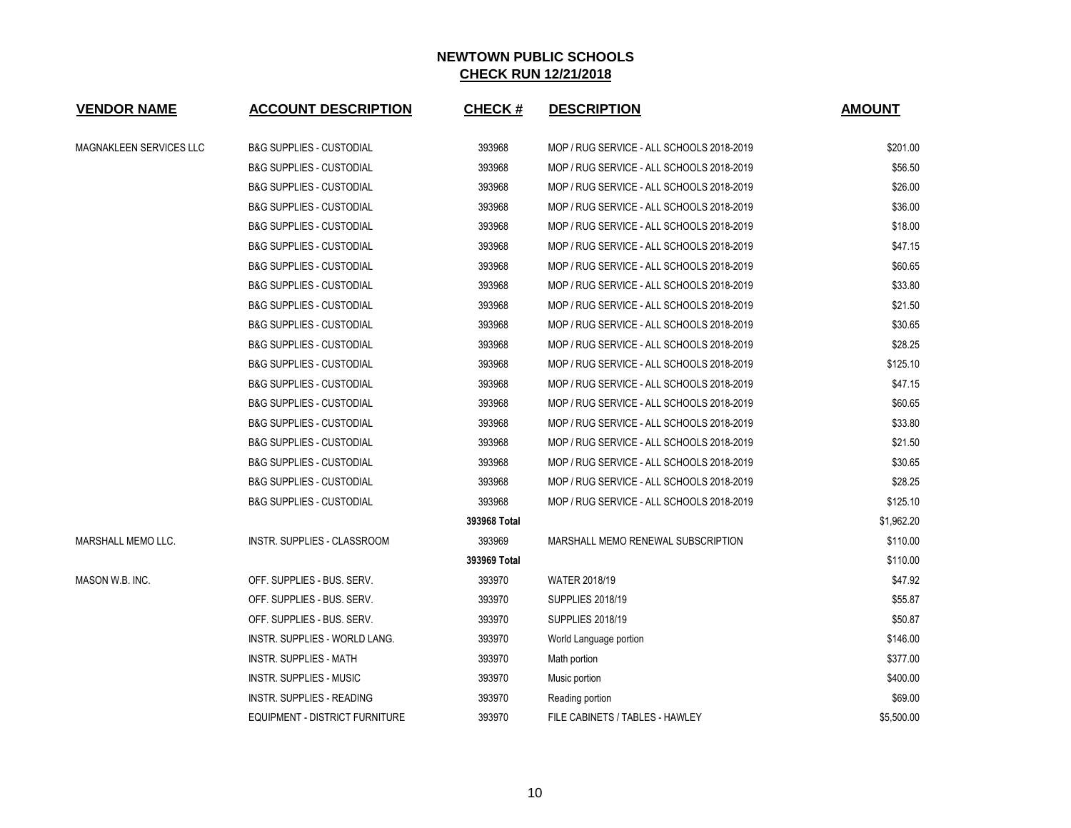## NEWTOWN PUBLIC SCHOOLS
## CHECK RUN 12/21/2018

| VENDOR NAME | ACCOUNT DESCRIPTION | CHECK # | DESCRIPTION | AMOUNT |
|---|---|---|---|---|
| MAGNAKLEEN SERVICES LLC | B&G SUPPLIES - CUSTODIAL | 393968 | MOP / RUG SERVICE - ALL SCHOOLS 2018-2019 | $201.00 |
| | B&G SUPPLIES - CUSTODIAL | 393968 | MOP / RUG SERVICE - ALL SCHOOLS 2018-2019 | $56.50 |
| | B&G SUPPLIES - CUSTODIAL | 393968 | MOP / RUG SERVICE - ALL SCHOOLS 2018-2019 | $26.00 |
| | B&G SUPPLIES - CUSTODIAL | 393968 | MOP / RUG SERVICE - ALL SCHOOLS 2018-2019 | $36.00 |
| | B&G SUPPLIES - CUSTODIAL | 393968 | MOP / RUG SERVICE - ALL SCHOOLS 2018-2019 | $18.00 |
| | B&G SUPPLIES - CUSTODIAL | 393968 | MOP / RUG SERVICE - ALL SCHOOLS 2018-2019 | $47.15 |
| | B&G SUPPLIES - CUSTODIAL | 393968 | MOP / RUG SERVICE - ALL SCHOOLS 2018-2019 | $60.65 |
| | B&G SUPPLIES - CUSTODIAL | 393968 | MOP / RUG SERVICE - ALL SCHOOLS 2018-2019 | $33.80 |
| | B&G SUPPLIES - CUSTODIAL | 393968 | MOP / RUG SERVICE - ALL SCHOOLS 2018-2019 | $21.50 |
| | B&G SUPPLIES - CUSTODIAL | 393968 | MOP / RUG SERVICE - ALL SCHOOLS 2018-2019 | $30.65 |
| | B&G SUPPLIES - CUSTODIAL | 393968 | MOP / RUG SERVICE - ALL SCHOOLS 2018-2019 | $28.25 |
| | B&G SUPPLIES - CUSTODIAL | 393968 | MOP / RUG SERVICE - ALL SCHOOLS 2018-2019 | $125.10 |
| | B&G SUPPLIES - CUSTODIAL | 393968 | MOP / RUG SERVICE - ALL SCHOOLS 2018-2019 | $47.15 |
| | B&G SUPPLIES - CUSTODIAL | 393968 | MOP / RUG SERVICE - ALL SCHOOLS 2018-2019 | $60.65 |
| | B&G SUPPLIES - CUSTODIAL | 393968 | MOP / RUG SERVICE - ALL SCHOOLS 2018-2019 | $33.80 |
| | B&G SUPPLIES - CUSTODIAL | 393968 | MOP / RUG SERVICE - ALL SCHOOLS 2018-2019 | $21.50 |
| | B&G SUPPLIES - CUSTODIAL | 393968 | MOP / RUG SERVICE - ALL SCHOOLS 2018-2019 | $30.65 |
| | B&G SUPPLIES - CUSTODIAL | 393968 | MOP / RUG SERVICE - ALL SCHOOLS 2018-2019 | $28.25 |
| | B&G SUPPLIES - CUSTODIAL | 393968 | MOP / RUG SERVICE - ALL SCHOOLS 2018-2019 | $125.10 |
| | | 393968 Total | | $1,962.20 |
| MARSHALL MEMO LLC. | INSTR. SUPPLIES - CLASSROOM | 393969 | MARSHALL MEMO RENEWAL SUBSCRIPTION | $110.00 |
| | | 393969 Total | | $110.00 |
| MASON W.B. INC. | OFF. SUPPLIES - BUS. SERV. | 393970 | WATER 2018/19 | $47.92 |
| | OFF. SUPPLIES - BUS. SERV. | 393970 | SUPPLIES 2018/19 | $55.87 |
| | OFF. SUPPLIES - BUS. SERV. | 393970 | SUPPLIES 2018/19 | $50.87 |
| | INSTR. SUPPLIES - WORLD LANG. | 393970 | World Language portion | $146.00 |
| | INSTR. SUPPLIES - MATH | 393970 | Math portion | $377.00 |
| | INSTR. SUPPLIES - MUSIC | 393970 | Music portion | $400.00 |
| | INSTR. SUPPLIES - READING | 393970 | Reading portion | $69.00 |
| | EQUIPMENT - DISTRICT FURNITURE | 393970 | FILE CABINETS / TABLES - HAWLEY | $5,500.00 |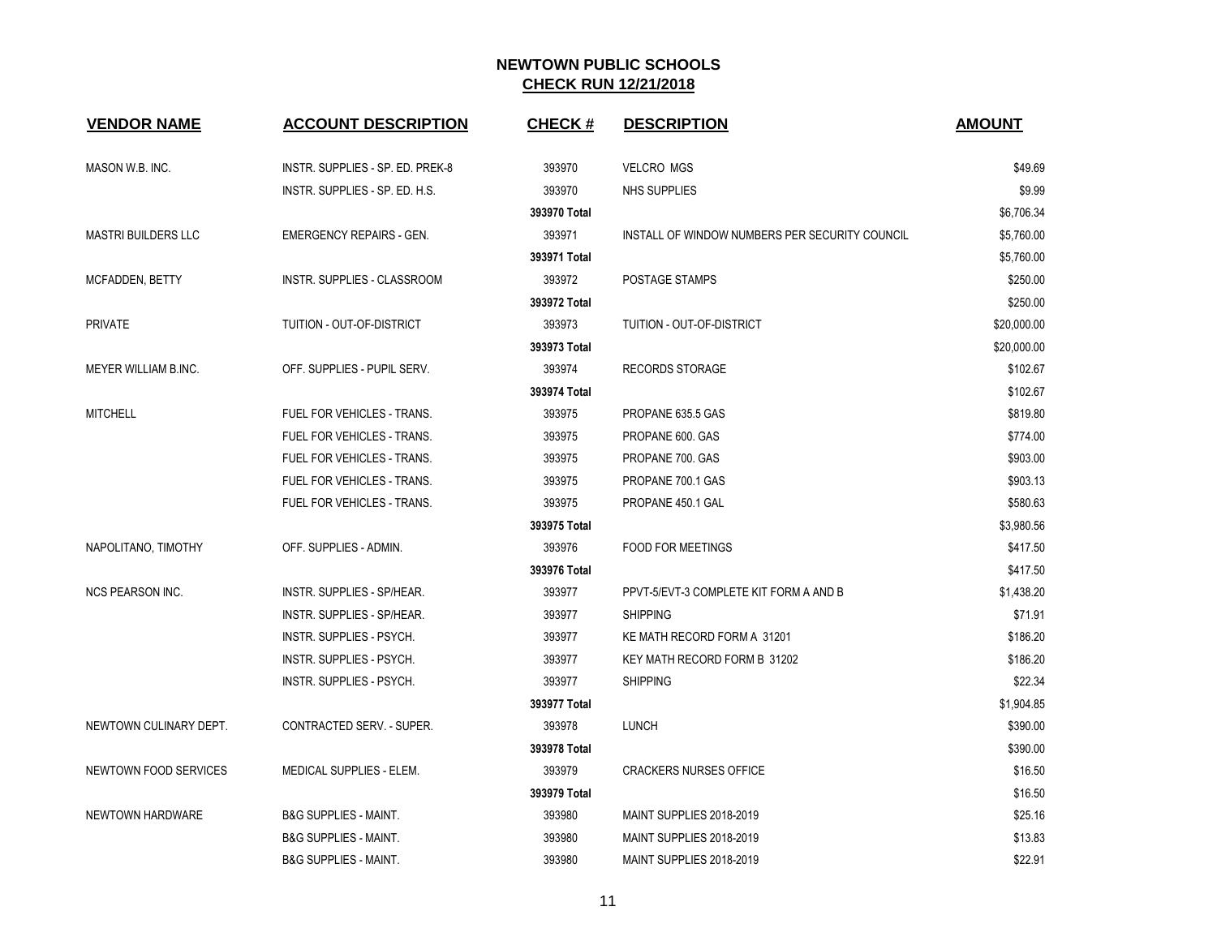# NEWTOWN PUBLIC SCHOOLS
## CHECK RUN 12/21/2018

| VENDOR NAME | ACCOUNT DESCRIPTION | CHECK # | DESCRIPTION | AMOUNT |
|---|---|---|---|---|
| MASON W.B. INC. | INSTR. SUPPLIES - SP. ED. PREK-8 | 393970 | VELCRO MGS | $49.69 |
| | INSTR. SUPPLIES - SP. ED. H.S. | 393970 | NHS SUPPLIES | $9.99 |
| | | **393970 Total** | | $6,706.34 |
| MASTRI BUILDERS LLC | EMERGENCY REPAIRS - GEN. | 393971 | INSTALL OF WINDOW NUMBERS PER SECURITY COUNCIL | $5,760.00 |
| | | **393971 Total** | | $5,760.00 |
| MCFADDEN, BETTY | INSTR. SUPPLIES - CLASSROOM | 393972 | POSTAGE STAMPS | $250.00 |
| | | **393972 Total** | | $250.00 |
| PRIVATE | TUITION - OUT-OF-DISTRICT | 393973 | TUITION - OUT-OF-DISTRICT | $20,000.00 |
| | | **393973 Total** | | $20,000.00 |
| MEYER WILLIAM B.INC. | OFF. SUPPLIES - PUPIL SERV. | 393974 | RECORDS STORAGE | $102.67 |
| | | **393974 Total** | | $102.67 |
| MITCHELL | FUEL FOR VEHICLES - TRANS. | 393975 | PROPANE 635.5 GAS | $819.80 |
| | FUEL FOR VEHICLES - TRANS. | 393975 | PROPANE 600. GAS | $774.00 |
| | FUEL FOR VEHICLES - TRANS. | 393975 | PROPANE 700. GAS | $903.00 |
| | FUEL FOR VEHICLES - TRANS. | 393975 | PROPANE 700.1 GAS | $903.13 |
| | FUEL FOR VEHICLES - TRANS. | 393975 | PROPANE 450.1 GAL | $580.63 |
| | | **393975 Total** | | $3,980.56 |
| NAPOLITANO, TIMOTHY | OFF. SUPPLIES - ADMIN. | 393976 | FOOD FOR MEETINGS | $417.50 |
| | | **393976 Total** | | $417.50 |
| NCS PEARSON INC. | INSTR. SUPPLIES - SP/HEAR. | 393977 | PPVT-5/EVT-3 COMPLETE KIT FORM A AND B | $1,438.20 |
| | INSTR. SUPPLIES - SP/HEAR. | 393977 | SHIPPING | $71.91 |
| | INSTR. SUPPLIES - PSYCH. | 393977 | KE MATH RECORD FORM A 31201 | $186.20 |
| | INSTR. SUPPLIES - PSYCH. | 393977 | KEY MATH RECORD FORM B 31202 | $186.20 |
| | INSTR. SUPPLIES - PSYCH. | 393977 | SHIPPING | $22.34 |
| | | **393977 Total** | | $1,904.85 |
| NEWTOWN CULINARY DEPT. | CONTRACTED SERV. - SUPER. | 393978 | LUNCH | $390.00 |
| | | **393978 Total** | | $390.00 |
| NEWTOWN FOOD SERVICES | MEDICAL SUPPLIES - ELEM. | 393979 | CRACKERS NURSES OFFICE | $16.50 |
| | | **393979 Total** | | $16.50 |
| NEWTOWN HARDWARE | B&G SUPPLIES - MAINT. | 393980 | MAINT SUPPLIES 2018-2019 | $25.16 |
| | B&G SUPPLIES - MAINT. | 393980 | MAINT SUPPLIES 2018-2019 | $13.83 |
| | B&G SUPPLIES - MAINT. | 393980 | MAINT SUPPLIES 2018-2019 | $22.91 |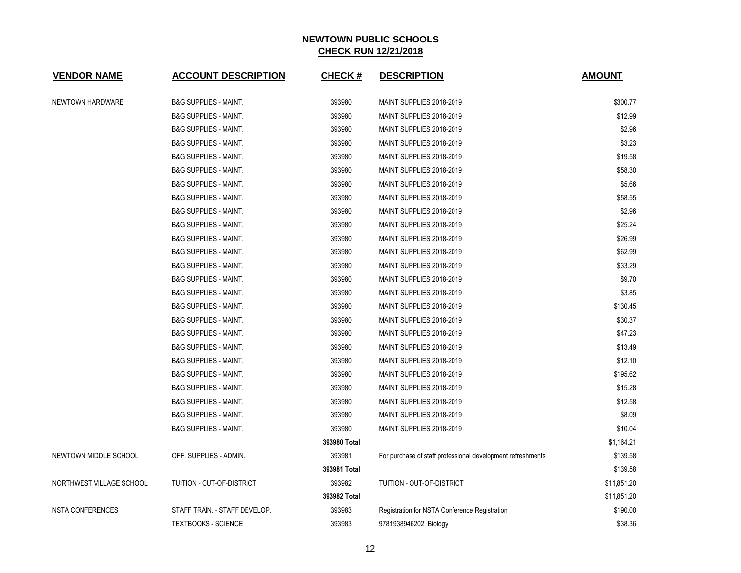## NEWTOWN PUBLIC SCHOOLS
## CHECK RUN 12/21/2018

| VENDOR NAME | ACCOUNT DESCRIPTION | CHECK # | DESCRIPTION | AMOUNT |
|---|---|---|---|---|
| NEWTOWN HARDWARE | B&G SUPPLIES - MAINT. | 393980 | MAINT SUPPLIES 2018-2019 | $300.77 |
| | B&G SUPPLIES - MAINT. | 393980 | MAINT SUPPLIES 2018-2019 | $12.99 |
| | B&G SUPPLIES - MAINT. | 393980 | MAINT SUPPLIES 2018-2019 | $2.96 |
| | B&G SUPPLIES - MAINT. | 393980 | MAINT SUPPLIES 2018-2019 | $3.23 |
| | B&G SUPPLIES - MAINT. | 393980 | MAINT SUPPLIES 2018-2019 | $19.58 |
| | B&G SUPPLIES - MAINT. | 393980 | MAINT SUPPLIES 2018-2019 | $58.30 |
| | B&G SUPPLIES - MAINT. | 393980 | MAINT SUPPLIES 2018-2019 | $5.66 |
| | B&G SUPPLIES - MAINT. | 393980 | MAINT SUPPLIES 2018-2019 | $58.55 |
| | B&G SUPPLIES - MAINT. | 393980 | MAINT SUPPLIES 2018-2019 | $2.96 |
| | B&G SUPPLIES - MAINT. | 393980 | MAINT SUPPLIES 2018-2019 | $25.24 |
| | B&G SUPPLIES - MAINT. | 393980 | MAINT SUPPLIES 2018-2019 | $26.99 |
| | B&G SUPPLIES - MAINT. | 393980 | MAINT SUPPLIES 2018-2019 | $62.99 |
| | B&G SUPPLIES - MAINT. | 393980 | MAINT SUPPLIES 2018-2019 | $33.29 |
| | B&G SUPPLIES - MAINT. | 393980 | MAINT SUPPLIES 2018-2019 | $9.70 |
| | B&G SUPPLIES - MAINT. | 393980 | MAINT SUPPLIES 2018-2019 | $3.85 |
| | B&G SUPPLIES - MAINT. | 393980 | MAINT SUPPLIES 2018-2019 | $130.45 |
| | B&G SUPPLIES - MAINT. | 393980 | MAINT SUPPLIES 2018-2019 | $30.37 |
| | B&G SUPPLIES - MAINT. | 393980 | MAINT SUPPLIES 2018-2019 | $47.23 |
| | B&G SUPPLIES - MAINT. | 393980 | MAINT SUPPLIES 2018-2019 | $13.49 |
| | B&G SUPPLIES - MAINT. | 393980 | MAINT SUPPLIES 2018-2019 | $12.10 |
| | B&G SUPPLIES - MAINT. | 393980 | MAINT SUPPLIES 2018-2019 | $195.62 |
| | B&G SUPPLIES - MAINT. | 393980 | MAINT SUPPLIES 2018-2019 | $15.28 |
| | B&G SUPPLIES - MAINT. | 393980 | MAINT SUPPLIES 2018-2019 | $12.58 |
| | B&G SUPPLIES - MAINT. | 393980 | MAINT SUPPLIES 2018-2019 | $8.09 |
| | B&G SUPPLIES - MAINT. | 393980 | MAINT SUPPLIES 2018-2019 | $10.04 |
| | | **393980 Total** | | $1,164.21 |
| NEWTOWN MIDDLE SCHOOL | OFF. SUPPLIES - ADMIN. | 393981 | For purchase of staff professional development refreshments | $139.58 |
| | | **393981 Total** | | $139.58 |
| NORTHWEST VILLAGE SCHOOL | TUITION - OUT-OF-DISTRICT | 393982 | TUITION - OUT-OF-DISTRICT | $11,851.20 |
| | | **393982 Total** | | $11,851.20 |
| NSTA CONFERENCES | STAFF TRAIN. - STAFF DEVELOP. | 393983 | Registration for NSTA Conference Registration | $190.00 |
| | TEXTBOOKS - SCIENCE | 393983 | 9781938946202 Biology | $38.36 |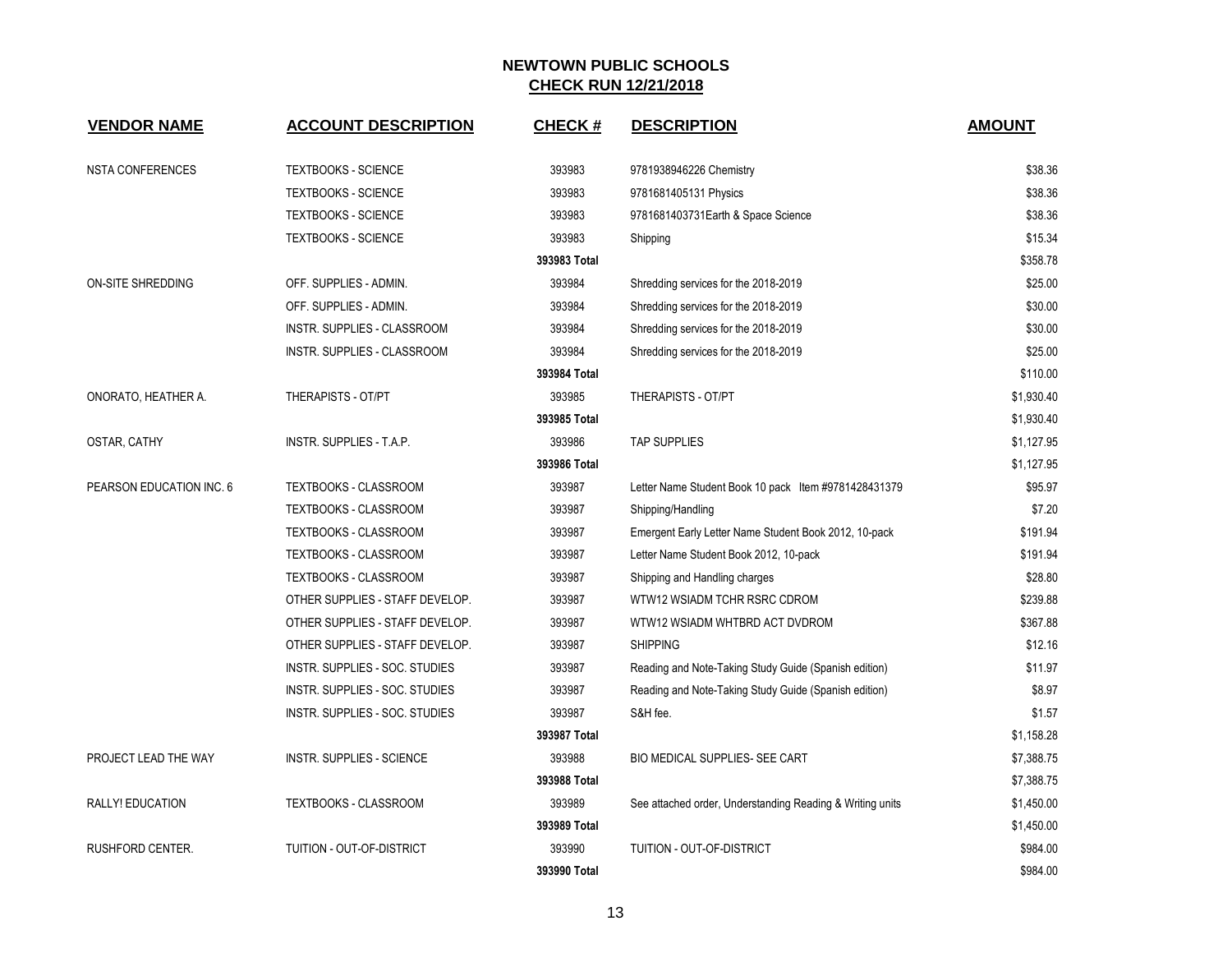## NEWTOWN PUBLIC SCHOOLS
## CHECK RUN 12/21/2018

| VENDOR NAME | ACCOUNT DESCRIPTION | CHECK # | DESCRIPTION | AMOUNT |
|---|---|---|---|---|
| NSTA CONFERENCES | TEXTBOOKS - SCIENCE | 393983 | 9781938946226 Chemistry | $38.36 |
| | TEXTBOOKS - SCIENCE | 393983 | 9781681405131 Physics | $38.36 |
| | TEXTBOOKS - SCIENCE | 393983 | 9781681403731Earth & Space Science | $38.36 |
| | TEXTBOOKS - SCIENCE | 393983 | Shipping | $15.34 |
| | | **393983 Total** | | $358.78 |
| ON-SITE SHREDDING | OFF. SUPPLIES - ADMIN. | 393984 | Shredding services for the 2018-2019 | $25.00 |
| | OFF. SUPPLIES - ADMIN. | 393984 | Shredding services for the 2018-2019 | $30.00 |
| | INSTR. SUPPLIES - CLASSROOM | 393984 | Shredding services for the 2018-2019 | $30.00 |
| | INSTR. SUPPLIES - CLASSROOM | 393984 | Shredding services for the 2018-2019 | $25.00 |
| | | **393984 Total** | | $110.00 |
| ONORATO, HEATHER A. | THERAPISTS - OT/PT | 393985 | THERAPISTS - OT/PT | $1,930.40 |
| | | **393985 Total** | | $1,930.40 |
| OSTAR, CATHY | INSTR. SUPPLIES - T.A.P. | 393986 | TAP SUPPLIES | $1,127.95 |
| | | **393986 Total** | | $1,127.95 |
| PEARSON EDUCATION INC. 6 | TEXTBOOKS - CLASSROOM | 393987 | Letter Name Student Book 10 pack Item #9781428431379 | $95.97 |
| | TEXTBOOKS - CLASSROOM | 393987 | Shipping/Handling | $7.20 |
| | TEXTBOOKS - CLASSROOM | 393987 | Emergent Early Letter Name Student Book 2012, 10-pack | $191.94 |
| | TEXTBOOKS - CLASSROOM | 393987 | Letter Name Student Book 2012, 10-pack | $191.94 |
| | TEXTBOOKS - CLASSROOM | 393987 | Shipping and Handling charges | $28.80 |
| | OTHER SUPPLIES - STAFF DEVELOP. | 393987 | WTW12 WSIADM TCHR RSRC CDROM | $239.88 |
| | OTHER SUPPLIES - STAFF DEVELOP. | 393987 | WTW12 WSIADM WHTBRD ACT DVDROM | $367.88 |
| | OTHER SUPPLIES - STAFF DEVELOP. | 393987 | SHIPPING | $12.16 |
| | INSTR. SUPPLIES - SOC. STUDIES | 393987 | Reading and Note-Taking Study Guide (Spanish edition) | $11.97 |
| | INSTR. SUPPLIES - SOC. STUDIES | 393987 | Reading and Note-Taking Study Guide (Spanish edition) | $8.97 |
| | INSTR. SUPPLIES - SOC. STUDIES | 393987 | S&H fee. | $1.57 |
| | | **393987 Total** | | $1,158.28 |
| PROJECT LEAD THE WAY | INSTR. SUPPLIES - SCIENCE | 393988 | BIO MEDICAL SUPPLIES- SEE CART | $7,388.75 |
| | | **393988 Total** | | $7,388.75 |
| RALLY! EDUCATION | TEXTBOOKS - CLASSROOM | 393989 | See attached order, Understanding Reading & Writing units | $1,450.00 |
| | | **393989 Total** | | $1,450.00 |
| RUSHFORD CENTER. | TUITION - OUT-OF-DISTRICT | 393990 | TUITION - OUT-OF-DISTRICT | $984.00 |
| | | **393990 Total** | | $984.00 |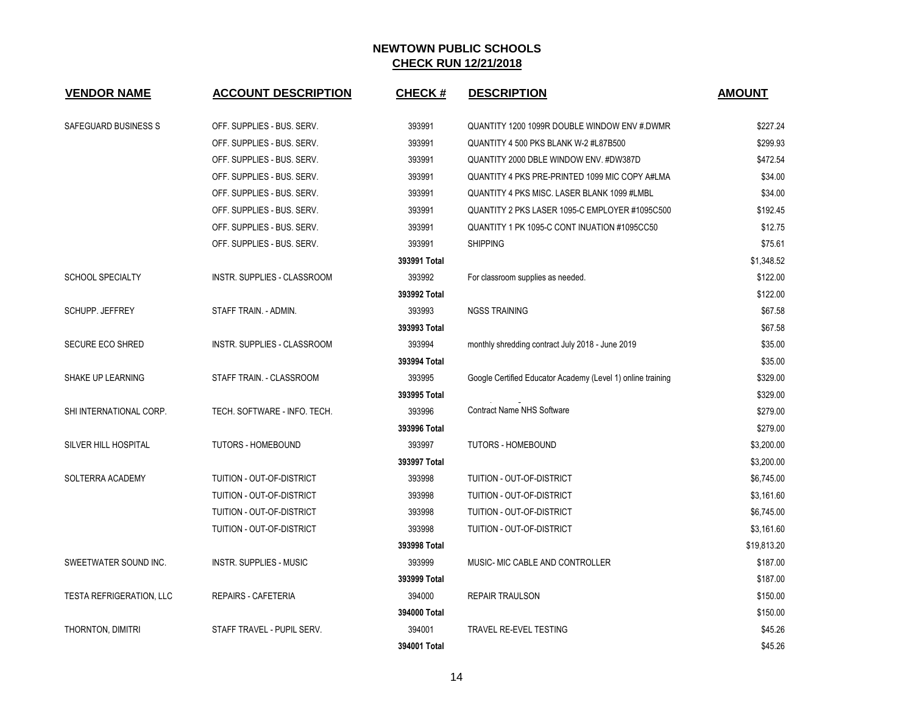## NEWTOWN PUBLIC SCHOOLS
## CHECK RUN 12/21/2018

| VENDOR NAME | ACCOUNT DESCRIPTION | CHECK # | DESCRIPTION | AMOUNT |
|---|---|---|---|---|
| SAFEGUARD BUSINESS S | OFF. SUPPLIES - BUS. SERV. | 393991 | QUANTITY 1200 1099R DOUBLE WINDOW ENV #.DWMR | $227.24 |
| | OFF. SUPPLIES - BUS. SERV. | 393991 | QUANTITY 4 500 PKS BLANK W-2 #L87B500 | $299.93 |
| | OFF. SUPPLIES - BUS. SERV. | 393991 | QUANTITY 2000 DBLE WINDOW ENV. #DW387D | $472.54 |
| | OFF. SUPPLIES - BUS. SERV. | 393991 | QUANTITY 4 PKS PRE-PRINTED 1099 MIC COPY A#LMA | $34.00 |
| | OFF. SUPPLIES - BUS. SERV. | 393991 | QUANTITY 4 PKS MISC. LASER BLANK 1099 #LMBL | $34.00 |
| | OFF. SUPPLIES - BUS. SERV. | 393991 | QUANTITY 2 PKS LASER 1095-C EMPLOYER #1095C500 | $192.45 |
| | OFF. SUPPLIES - BUS. SERV. | 393991 | QUANTITY 1 PK 1095-C CONT INUATION #1095CC50 | $12.75 |
| | OFF. SUPPLIES - BUS. SERV. | 393991 | SHIPPING | $75.61 |
| | | **393991 Total** | | $1,348.52 |
| SCHOOL SPECIALTY | INSTR. SUPPLIES - CLASSROOM | 393992 | For classroom supplies as needed. | $122.00 |
| | | **393992 Total** | | $122.00 |
| SCHUPP. JEFFREY | STAFF TRAIN. - ADMIN. | 393993 | NGSS TRAINING | $67.58 |
| | | **393993 Total** | | $67.58 |
| SECURE ECO SHRED | INSTR. SUPPLIES - CLASSROOM | 393994 | monthly shredding contract July 2018 - June 2019 | $35.00 |
| | | **393994 Total** | | $35.00 |
| SHAKE UP LEARNING | STAFF TRAIN. - CLASSROOM | 393995 | Google Certified Educator Academy (Level 1) online training | $329.00 |
| | | **393995 Total** | | $329.00 |
| SHI INTERNATIONAL CORP. | TECH. SOFTWARE - INFO. TECH. | 393996 | Contract Name NHS Software | $279.00 |
| | | **393996 Total** | | $279.00 |
| SILVER HILL HOSPITAL | TUTORS - HOMEBOUND | 393997 | TUTORS - HOMEBOUND | $3,200.00 |
| | | **393997 Total** | | $3,200.00 |
| SOLTERRA ACADEMY | TUITION - OUT-OF-DISTRICT | 393998 | TUITION - OUT-OF-DISTRICT | $6,745.00 |
| | TUITION - OUT-OF-DISTRICT | 393998 | TUITION - OUT-OF-DISTRICT | $3,161.60 |
| | TUITION - OUT-OF-DISTRICT | 393998 | TUITION - OUT-OF-DISTRICT | $6,745.00 |
| | TUITION - OUT-OF-DISTRICT | 393998 | TUITION - OUT-OF-DISTRICT | $3,161.60 |
| | | **393998 Total** | | $19,813.20 |
| SWEETWATER SOUND INC. | INSTR. SUPPLIES - MUSIC | 393999 | MUSIC- MIC CABLE AND CONTROLLER | $187.00 |
| | | **393999 Total** | | $187.00 |
| TESTA REFRIGERATION, LLC | REPAIRS - CAFETERIA | 394000 | REPAIR TRAULSON | $150.00 |
| | | **394000 Total** | | $150.00 |
| THORNTON, DIMITRI | STAFF TRAVEL - PUPIL SERV. | 394001 | TRAVEL RE-EVEL TESTING | $45.26 |
| | | **394001 Total** | | $45.26 |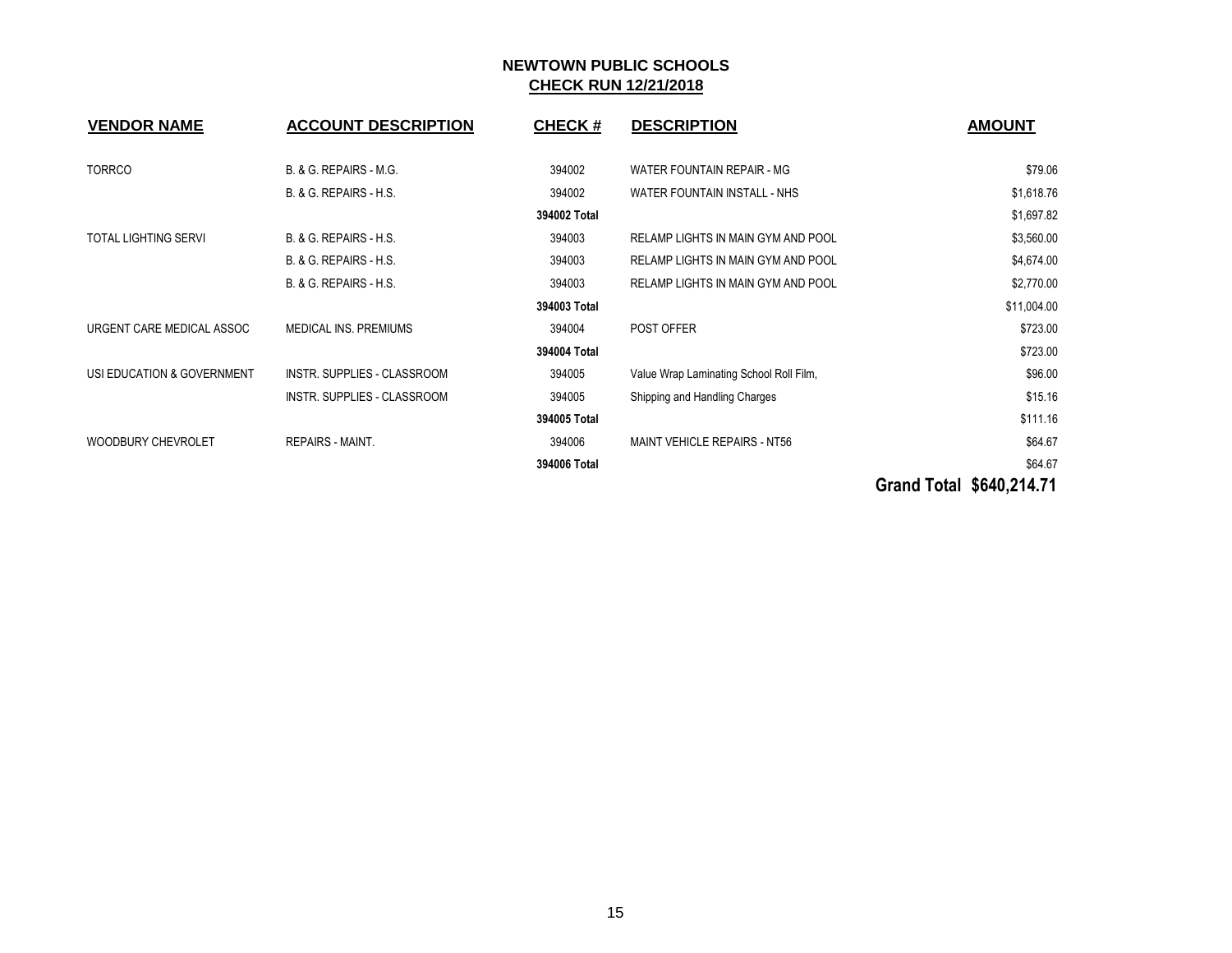## NEWTOWN PUBLIC SCHOOLS
## CHECK RUN 12/21/2018

| VENDOR NAME | ACCOUNT DESCRIPTION | CHECK # | DESCRIPTION | AMOUNT |
|---|---|---|---|---|
| TORRCO | B. & G. REPAIRS - M.G. | 394002 | WATER FOUNTAIN REPAIR - MG | $79.06 |
| | B. & G. REPAIRS - H.S. | 394002 | WATER FOUNTAIN INSTALL - NHS | $1,618.76 |
| | | **394002 Total** | | $1,697.82 |
| TOTAL LIGHTING SERVI | B. & G. REPAIRS - H.S. | 394003 | RELAMP LIGHTS IN MAIN GYM AND POOL | $3,560.00 |
| | B. & G. REPAIRS - H.S. | 394003 | RELAMP LIGHTS IN MAIN GYM AND POOL | $4,674.00 |
| | B. & G. REPAIRS - H.S. | 394003 | RELAMP LIGHTS IN MAIN GYM AND POOL | $2,770.00 |
| | | **394003 Total** | | $11,004.00 |
| URGENT CARE MEDICAL ASSOC | MEDICAL INS. PREMIUMS | 394004 | POST OFFER | $723.00 |
| | | **394004 Total** | | $723.00 |
| USI EDUCATION & GOVERNMENT | INSTR. SUPPLIES - CLASSROOM | 394005 | Value Wrap Laminating School Roll Film, | $96.00 |
| | INSTR. SUPPLIES - CLASSROOM | 394005 | Shipping and Handling Charges | $15.16 |
| | | **394005 Total** | | $111.16 |
| WOODBURY CHEVROLET | REPAIRS - MAINT. | 394006 | MAINT VEHICLE REPAIRS - NT56 | $64.67 |
| | | **394006 Total** | | $64.67 |
| | | | **Grand Total** | **$640,214.71** |